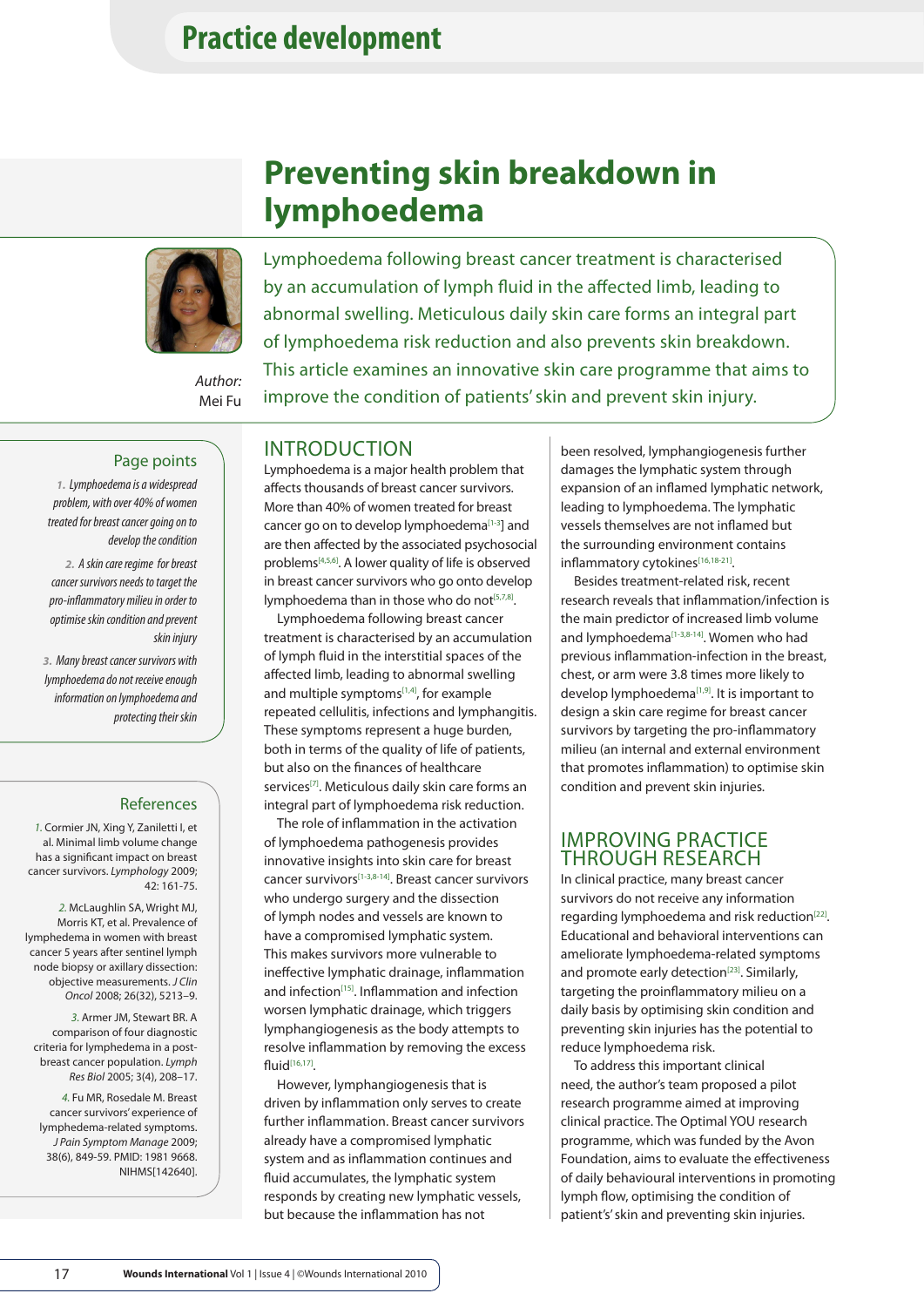# Preventing skin breakdown in lymphoedema

Author:
Mei Fu

Lymphoedema following breast cancer treatment is characterised by an accumulation of lymph fluid in the affected limb, leading to abnormal swelling. Meticulous daily skin care forms an integral part of lymphoedema risk reduction and also prevents skin breakdown. This article examines an innovative skin care programme that aims to improve the condition of patients' skin and prevent skin injury.

## INTRODUCTION

Lymphoedema is a major health problem that affects thousands of breast cancer survivors. More than 40% of women treated for breast cancer go on to develop lymphoedema[1-3] and are then affected by the associated psychosocial problems[4,5,6]. A lower quality of life is observed in breast cancer survivors who go onto develop lymphoedema than in those who do not[5,7,8].

Lymphoedema following breast cancer treatment is characterised by an accumulation of lymph fluid in the interstitial spaces of the affected limb, leading to abnormal swelling and multiple symptoms[1,4], for example repeated cellulitis, infections and lymphangitis. These symptoms represent a huge burden, both in terms of the quality of life of patients, but also on the finances of healthcare services[7]. Meticulous daily skin care forms an integral part of lymphoedema risk reduction.

The role of inflammation in the activation of lymphoedema pathogenesis provides innovative insights into skin care for breast cancer survivors[1-3,8-14]. Breast cancer survivors who undergo surgery and the dissection of lymph nodes and vessels are known to have a compromised lymphatic system. This makes survivors more vulnerable to ineffective lymphatic drainage, inflammation and infection[15]. Inflammation and infection worsen lymphatic drainage, which triggers lymphangiogenesis as the body attempts to resolve inflammation by removing the excess fluid[16,17].

However, lymphangiogenesis that is driven by inflammation only serves to create further inflammation. Breast cancer survivors already have a compromised lymphatic system and as inflammation continues and fluid accumulates, the lymphatic system responds by creating new lymphatic vessels, but because the inflammation has not been resolved, lymphangiogenesis further damages the lymphatic system through expansion of an inflamed lymphatic network, leading to lymphoedema. The lymphatic vessels themselves are not inflamed but the surrounding environment contains inflammatory cytokines[16,18-21].

Besides treatment-related risk, recent research reveals that inflammation/infection is the main predictor of increased limb volume and lymphoedema[1-3,8-14]. Women who had previous inflammation-infection in the breast, chest, or arm were 3.8 times more likely to develop lymphoedema[1,9]. It is important to design a skin care regime for breast cancer survivors by targeting the pro-inflammatory milieu (an internal and external environment that promotes inflammation) to optimise skin condition and prevent skin injuries.

## IMPROVING PRACTICE THROUGH RESEARCH

In clinical practice, many breast cancer survivors do not receive any information regarding lymphoedema and risk reduction[22]. Educational and behavioral interventions can ameliorate lymphoedema-related symptoms and promote early detection[23]. Similarly, targeting the proinflammatory milieu on a daily basis by optimising skin condition and preventing skin injuries has the potential to reduce lymphoedema risk.

To address this important clinical need, the author's team proposed a pilot research programme aimed at improving clinical practice. The Optimal YOU research programme, which was funded by the Avon Foundation, aims to evaluate the effectiveness of daily behavioural interventions in promoting lymph flow, optimising the condition of patient's' skin and preventing skin injuries.

### Page points

1. Lymphoedema is a widespread problem, with over 40% of women treated for breast cancer going on to develop the condition
2. A skin care regime for breast cancer survivors needs to target the pro-inflammatory milieu in order to optimise skin condition and prevent skin injury
3. Many breast cancer survivors with lymphoedema do not receive enough information on lymphoedema and protecting their skin

### References

1. Cormier JN, Xing Y, Zaniletti I, et al. Minimal limb volume change has a significant impact on breast cancer survivors. *Lymphology* 2009; 42: 161-75.

2. McLaughlin SA, Wright MJ, Morris KT, et al. Prevalence of lymphedema in women with breast cancer 5 years after sentinel lymph node biopsy or axillary dissection: objective measurements. *J Clin Oncol* 2008; 26(32), 5213–9.

3. Armer JM, Stewart BR. A comparison of four diagnostic criteria for lymphedema in a post-breast cancer population. *Lymph Res Biol* 2005; 3(4), 208–17.

4. Fu MR, Rosedale M. Breast cancer survivors' experience of lymphedema-related symptoms. *J Pain Symptom Manage* 2009; 38(6), 849-59. PMID: 1981 9668. NIHMS[142640].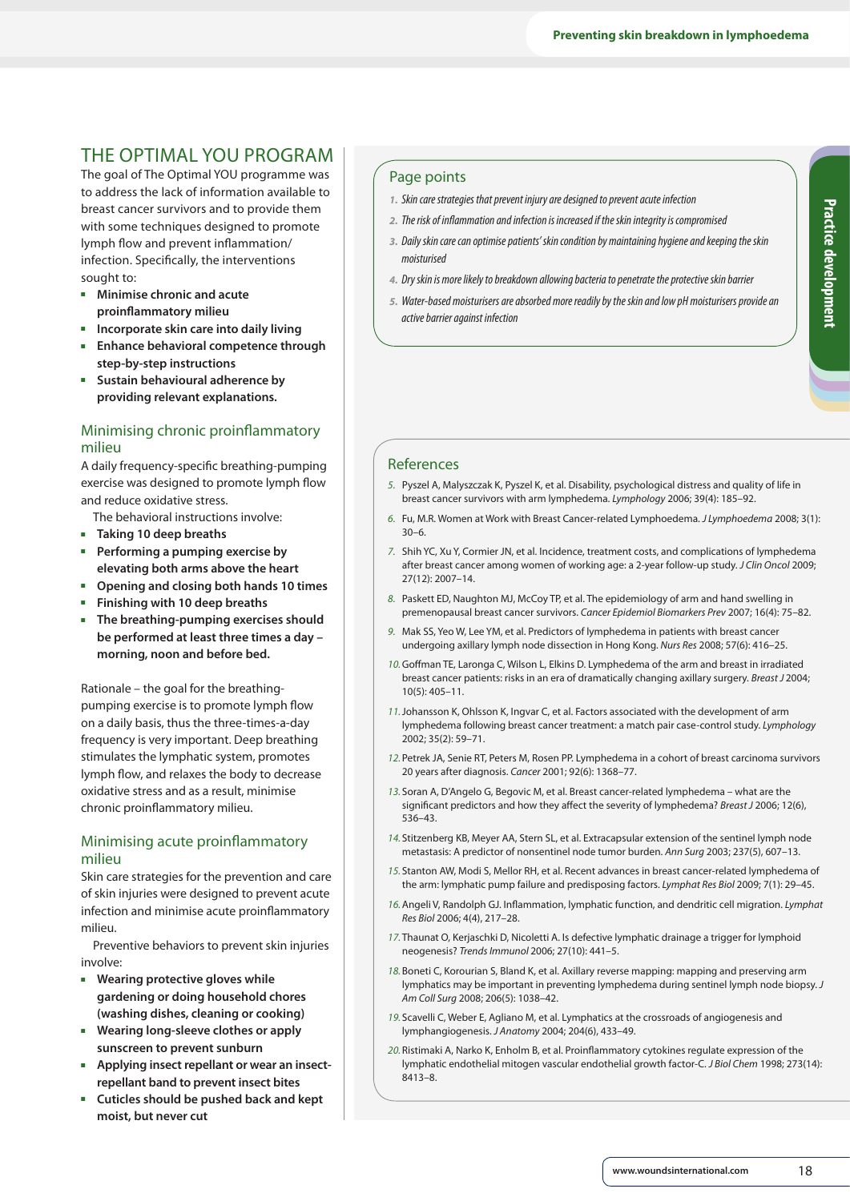## THE OPTIMAL YOU PROGRAM

The goal of The Optimal YOU programme was to address the lack of information available to breast cancer survivors and to provide them with some techniques designed to promote lymph flow and prevent inflammation/infection. Specifically, the interventions sought to:

- **Minimise chronic and acute proinflammatory milieu**
- **Incorporate skin care into daily living**
- **Enhance behavioral competence through step-by-step instructions**
- **Sustain behavioural adherence by providing relevant explanations.**

### Minimising chronic proinflammatory milieu

A daily frequency-specific breathing-pumping exercise was designed to promote lymph flow and reduce oxidative stress.

The behavioral instructions involve:

- **Taking 10 deep breaths**
- **Performing a pumping exercise by elevating both arms above the heart**
- **Opening and closing both hands 10 times**
- **Finishing with 10 deep breaths**
- **The breathing-pumping exercises should be performed at least three times a day – morning, noon and before bed.**

Rationale – the goal for the breathing-pumping exercise is to promote lymph flow on a daily basis, thus the three-times-a-day frequency is very important. Deep breathing stimulates the lymphatic system, promotes lymph flow, and relaxes the body to decrease oxidative stress and as a result, minimise chronic proinflammatory milieu.

### Minimising acute proinflammatory milieu

Skin care strategies for the prevention and care of skin injuries were designed to prevent acute infection and minimise acute proinflammatory milieu.

Preventive behaviors to prevent skin injuries involve:

- **Wearing protective gloves while gardening or doing household chores (washing dishes, cleaning or cooking)**
- **Wearing long-sleeve clothes or apply sunscreen to prevent sunburn**
- **Applying insect repellant or wear an insect-repellant band to prevent insect bites**
- **Cuticles should be pushed back and kept moist, but never cut**

### Page points

1. *Skin care strategies that prevent injury are designed to prevent acute infection*
2. *The risk of inflammation and infection is increased if the skin integrity is compromised*
3. *Daily skin care can optimise patients' skin condition by maintaining hygiene and keeping the skin moisturised*
4. *Dry skin is more likely to breakdown allowing bacteria to penetrate the protective skin barrier*
5. *Water-based moisturisers are absorbed more readily by the skin and low pH moisturisers provide an active barrier against infection*

### References

5. Pyszel A, Malyszczak K, Pyszel K, et al. Disability, psychological distress and quality of life in breast cancer survivors with arm lymphedema. *Lymphology* 2006; 39(4): 185–92.
6. Fu, M.R. Women at Work with Breast Cancer-related Lymphoedema. *J Lymphoedema* 2008; 3(1): 30–6.
7. Shih YC, Xu Y, Cormier JN, et al. Incidence, treatment costs, and complications of lymphedema after breast cancer among women of working age: a 2-year follow-up study. *J Clin Oncol* 2009; 27(12): 2007–14.
8. Paskett ED, Naughton MJ, McCoy TP, et al. The epidemiology of arm and hand swelling in premenopausal breast cancer survivors. *Cancer Epidemiol Biomarkers Prev* 2007; 16(4): 75–82.
9. Mak SS, Yeo W, Lee YM, et al. Predictors of lymphedema in patients with breast cancer undergoing axillary lymph node dissection in Hong Kong. *Nurs Res* 2008; 57(6): 416–25.
10. Goffman TE, Laronga C, Wilson L, Elkins D. Lymphedema of the arm and breast in irradiated breast cancer patients: risks in an era of dramatically changing axillary surgery. *Breast J* 2004; 10(5): 405–11.
11. Johansson K, Ohlsson K, Ingvar C, et al. Factors associated with the development of arm lymphedema following breast cancer treatment: a match pair case-control study. *Lymphology* 2002; 35(2): 59–71.
12. Petrek JA, Senie RT, Peters M, Rosen PP. Lymphedema in a cohort of breast carcinoma survivors 20 years after diagnosis. *Cancer* 2001; 92(6): 1368–77.
13. Soran A, D'Angelo G, Begovic M, et al. Breast cancer-related lymphedema – what are the significant predictors and how they affect the severity of lymphedema? *Breast J* 2006; 12(6), 536–43.
14. Stitzenberg KB, Meyer AA, Stern SL, et al. Extracapsular extension of the sentinel lymph node metastasis: A predictor of nonsentinel node tumor burden. *Ann Surg* 2003; 237(5), 607–13.
15. Stanton AW, Modi S, Mellor RH, et al. Recent advances in breast cancer-related lymphedema of the arm: lymphatic pump failure and predisposing factors. *Lymphat Res Biol* 2009; 7(1): 29–45.
16. Angeli V, Randolph GJ. Inflammation, lymphatic function, and dendritic cell migration. *Lymphat Res Biol* 2006; 4(4), 217–28.
17. Thaunat O, Kerjaschki D, Nicoletti A. Is defective lymphatic drainage a trigger for lymphoid neogenesis? *Trends Immunol* 2006; 27(10): 441–5.
18. Boneti C, Korourian S, Bland K, et al. Axillary reverse mapping: mapping and preserving arm lymphatics may be important in preventing lymphedema during sentinel lymph node biopsy. *J Am Coll Surg* 2008; 206(5): 1038–42.
19. Scavelli C, Weber E, Agliano M, et al. Lymphatics at the crossroads of angiogenesis and lymphangiogenesis. *J Anatomy* 2004; 204(6), 433–49.
20. Ristimaki A, Narko K, Enholm B, et al. Proinflammatory cytokines regulate expression of the lymphatic endothelial mitogen vascular endothelial growth factor-C. *J Biol Chem* 1998; 273(14): 8413–8.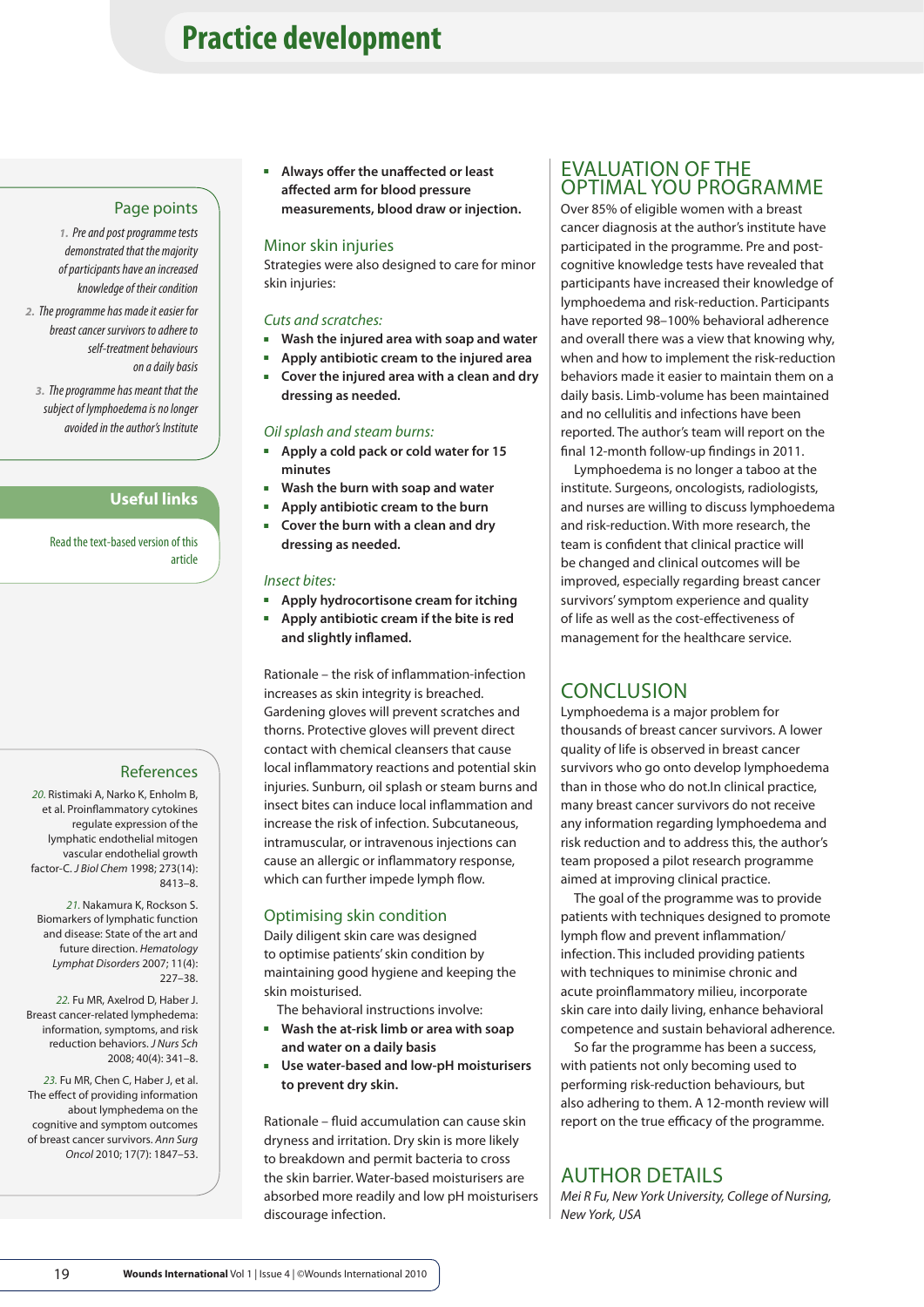## Page points

1. Pre and post programme tests demonstrated that the majority of participants have an increased knowledge of their condition
2. The programme has made it easier for breast cancer survivors to adhere to self-treatment behaviours on a daily basis
3. The programme has meant that the subject of lymphoedema is no longer avoided in the author's Institute

## Useful links

Read the text-based version of this article

- **Always offer the unaffected or least affected arm for blood pressure measurements, blood draw or injection.**

### Minor skin injuries

Strategies were also designed to care for minor skin injuries:

*Cuts and scratches:*

- **Wash the injured area with soap and water**
- **Apply antibiotic cream to the injured area**
- **Cover the injured area with a clean and dry dressing as needed.**

*Oil splash and steam burns:*

- **Apply a cold pack or cold water for 15 minutes**
- **Wash the burn with soap and water**
- **Apply antibiotic cream to the burn**
- **Cover the burn with a clean and dry dressing as needed.**

*Insect bites:*

- **Apply hydrocortisone cream for itching**
- **Apply antibiotic cream if the bite is red and slightly inflamed.**

Rationale – the risk of inflammation-infection increases as skin integrity is breached. Gardening gloves will prevent scratches and thorns. Protective gloves will prevent direct contact with chemical cleansers that cause local inflammatory reactions and potential skin injuries. Sunburn, oil splash or steam burns and insect bites can induce local inflammation and increase the risk of infection. Subcutaneous, intramuscular, or intravenous injections can cause an allergic or inflammatory response, which can further impede lymph flow.

### Optimising skin condition

Daily diligent skin care was designed to optimise patients' skin condition by maintaining good hygiene and keeping the skin moisturised.

The behavioral instructions involve:

- **Wash the at-risk limb or area with soap and water on a daily basis**
- **Use water-based and low-pH moisturisers to prevent dry skin.**

Rationale – fluid accumulation can cause skin dryness and irritation. Dry skin is more likely to breakdown and permit bacteria to cross the skin barrier. Water-based moisturisers are absorbed more readily and low pH moisturisers discourage infection.

## EVALUATION OF THE OPTIMAL YOU PROGRAMME

Over 85% of eligible women with a breast cancer diagnosis at the author's institute have participated in the programme. Pre and post-cognitive knowledge tests have revealed that participants have increased their knowledge of lymphoedema and risk-reduction. Participants have reported 98–100% behavioral adherence and overall there was a view that knowing why, when and how to implement the risk-reduction behaviors made it easier to maintain them on a daily basis. Limb-volume has been maintained and no cellulitis and infections have been reported. The author's team will report on the final 12-month follow-up findings in 2011.

Lymphoedema is no longer a taboo at the institute. Surgeons, oncologists, radiologists, and nurses are willing to discuss lymphoedema and risk-reduction. With more research, the team is confident that clinical practice will be changed and clinical outcomes will be improved, especially regarding breast cancer survivors' symptom experience and quality of life as well as the cost-effectiveness of management for the healthcare service.

## CONCLUSION

Lymphoedema is a major problem for thousands of breast cancer survivors. A lower quality of life is observed in breast cancer survivors who go onto develop lymphoedema than in those who do not.In clinical practice, many breast cancer survivors do not receive any information regarding lymphoedema and risk reduction and to address this, the author's team proposed a pilot research programme aimed at improving clinical practice.

The goal of the programme was to provide patients with techniques designed to promote lymph flow and prevent inflammation/infection. This included providing patients with techniques to minimise chronic and acute proinflammatory milieu, incorporate skin care into daily living, enhance behavioral competence and sustain behavioral adherence.

So far the programme has been a success, with patients not only becoming used to performing risk-reduction behaviours, but also adhering to them. A 12-month review will report on the true efficacy of the programme.

## AUTHOR DETAILS

*Mei R Fu, New York University, College of Nursing, New York, USA*

## References

20. Ristimaki A, Narko K, Enholm B, et al. Proinflammatory cytokines regulate expression of the lymphatic endothelial mitogen vascular endothelial growth factor-C. *J Biol Chem* 1998; 273(14): 8413–8.

21. Nakamura K, Rockson S. Biomarkers of lymphatic function and disease: State of the art and future direction. *Hematology Lymphat Disorders* 2007; 11(4): 227–38.

22. Fu MR, Axelrod D, Haber J. Breast cancer-related lymphedema: information, symptoms, and risk reduction behaviors. *J Nurs Sch* 2008; 40(4): 341–8.

23. Fu MR, Chen C, Haber J, et al. The effect of providing information about lymphedema on the cognitive and symptom outcomes of breast cancer survivors. *Ann Surg Oncol* 2010; 17(7): 1847–53.